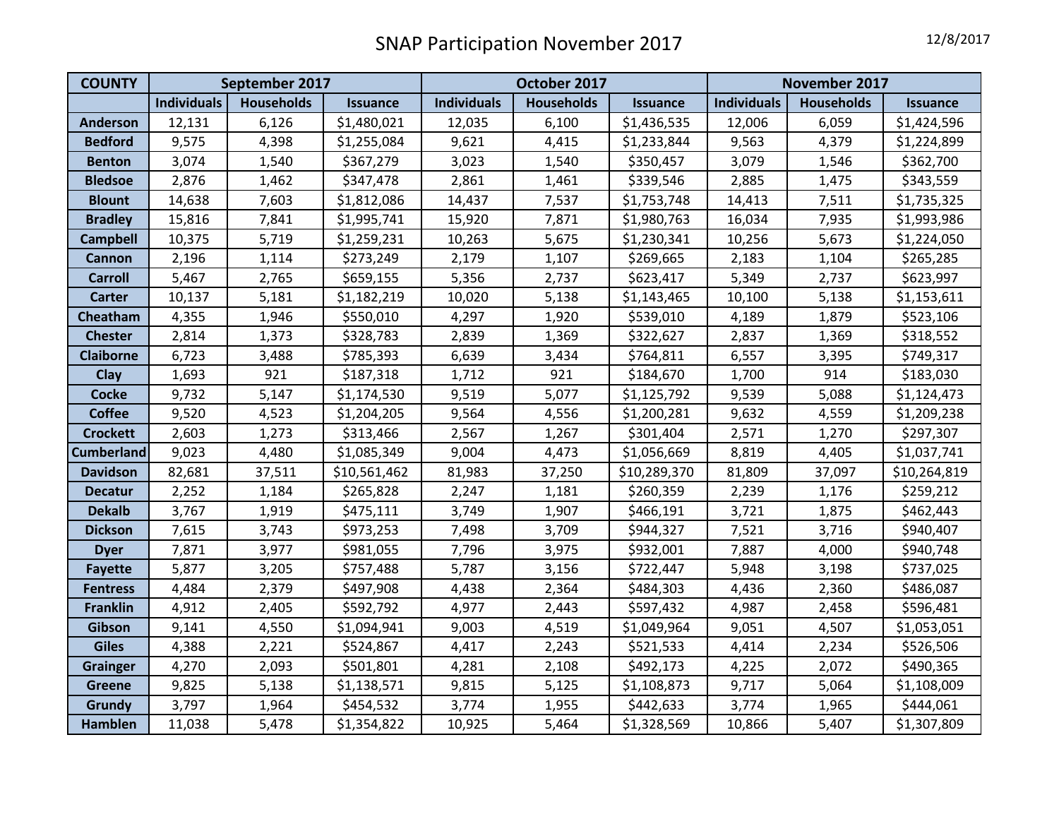# SNAP Participation November 2017

12/8/2017

| COUNTY | September 2017 | | | October 2017 | | | November 2017 | | |
|---|---|---|---|---|---|---|---|---|---|
| | Individuals | Households | Issuance | Individuals | Households | Issuance | Individuals | Households | Issuance |
| **Anderson** | 12,131 | 6,126 | $1,480,021 | 12,035 | 6,100 | $1,436,535 | 12,006 | 6,059 | $1,424,596 |
| **Bedford** | 9,575 | 4,398 | $1,255,084 | 9,621 | 4,415 | $1,233,844 | 9,563 | 4,379 | $1,224,899 |
| **Benton** | 3,074 | 1,540 | $367,279 | 3,023 | 1,540 | $350,457 | 3,079 | 1,546 | $362,700 |
| **Bledsoe** | 2,876 | 1,462 | $347,478 | 2,861 | 1,461 | $339,546 | 2,885 | 1,475 | $343,559 |
| **Blount** | 14,638 | 7,603 | $1,812,086 | 14,437 | 7,537 | $1,753,748 | 14,413 | 7,511 | $1,735,325 |
| **Bradley** | 15,816 | 7,841 | $1,995,741 | 15,920 | 7,871 | $1,980,763 | 16,034 | 7,935 | $1,993,986 |
| **Campbell** | 10,375 | 5,719 | $1,259,231 | 10,263 | 5,675 | $1,230,341 | 10,256 | 5,673 | $1,224,050 |
| **Cannon** | 2,196 | 1,114 | $273,249 | 2,179 | 1,107 | $269,665 | 2,183 | 1,104 | $265,285 |
| **Carroll** | 5,467 | 2,765 | $659,155 | 5,356 | 2,737 | $623,417 | 5,349 | 2,737 | $623,997 |
| **Carter** | 10,137 | 5,181 | $1,182,219 | 10,020 | 5,138 | $1,143,465 | 10,100 | 5,138 | $1,153,611 |
| **Cheatham** | 4,355 | 1,946 | $550,010 | 4,297 | 1,920 | $539,010 | 4,189 | 1,879 | $523,106 |
| **Chester** | 2,814 | 1,373 | $328,783 | 2,839 | 1,369 | $322,627 | 2,837 | 1,369 | $318,552 |
| **Claiborne** | 6,723 | 3,488 | $785,393 | 6,639 | 3,434 | $764,811 | 6,557 | 3,395 | $749,317 |
| **Clay** | 1,693 | 921 | $187,318 | 1,712 | 921 | $184,670 | 1,700 | 914 | $183,030 |
| **Cocke** | 9,732 | 5,147 | $1,174,530 | 9,519 | 5,077 | $1,125,792 | 9,539 | 5,088 | $1,124,473 |
| **Coffee** | 9,520 | 4,523 | $1,204,205 | 9,564 | 4,556 | $1,200,281 | 9,632 | 4,559 | $1,209,238 |
| **Crockett** | 2,603 | 1,273 | $313,466 | 2,567 | 1,267 | $301,404 | 2,571 | 1,270 | $297,307 |
| **Cumberland** | 9,023 | 4,480 | $1,085,349 | 9,004 | 4,473 | $1,056,669 | 8,819 | 4,405 | $1,037,741 |
| **Davidson** | 82,681 | 37,511 | $10,561,462 | 81,983 | 37,250 | $10,289,370 | 81,809 | 37,097 | $10,264,819 |
| **Decatur** | 2,252 | 1,184 | $265,828 | 2,247 | 1,181 | $260,359 | 2,239 | 1,176 | $259,212 |
| **Dekalb** | 3,767 | 1,919 | $475,111 | 3,749 | 1,907 | $466,191 | 3,721 | 1,875 | $462,443 |
| **Dickson** | 7,615 | 3,743 | $973,253 | 7,498 | 3,709 | $944,327 | 7,521 | 3,716 | $940,407 |
| **Dyer** | 7,871 | 3,977 | $981,055 | 7,796 | 3,975 | $932,001 | 7,887 | 4,000 | $940,748 |
| **Fayette** | 5,877 | 3,205 | $757,488 | 5,787 | 3,156 | $722,447 | 5,948 | 3,198 | $737,025 |
| **Fentress** | 4,484 | 2,379 | $497,908 | 4,438 | 2,364 | $484,303 | 4,436 | 2,360 | $486,087 |
| **Franklin** | 4,912 | 2,405 | $592,792 | 4,977 | 2,443 | $597,432 | 4,987 | 2,458 | $596,481 |
| **Gibson** | 9,141 | 4,550 | $1,094,941 | 9,003 | 4,519 | $1,049,964 | 9,051 | 4,507 | $1,053,051 |
| **Giles** | 4,388 | 2,221 | $524,867 | 4,417 | 2,243 | $521,533 | 4,414 | 2,234 | $526,506 |
| **Grainger** | 4,270 | 2,093 | $501,801 | 4,281 | 2,108 | $492,173 | 4,225 | 2,072 | $490,365 |
| **Greene** | 9,825 | 5,138 | $1,138,571 | 9,815 | 5,125 | $1,108,873 | 9,717 | 5,064 | $1,108,009 |
| **Grundy** | 3,797 | 1,964 | $454,532 | 3,774 | 1,955 | $442,633 | 3,774 | 1,965 | $444,061 |
| **Hamblen** | 11,038 | 5,478 | $1,354,822 | 10,925 | 5,464 | $1,328,569 | 10,866 | 5,407 | $1,307,809 |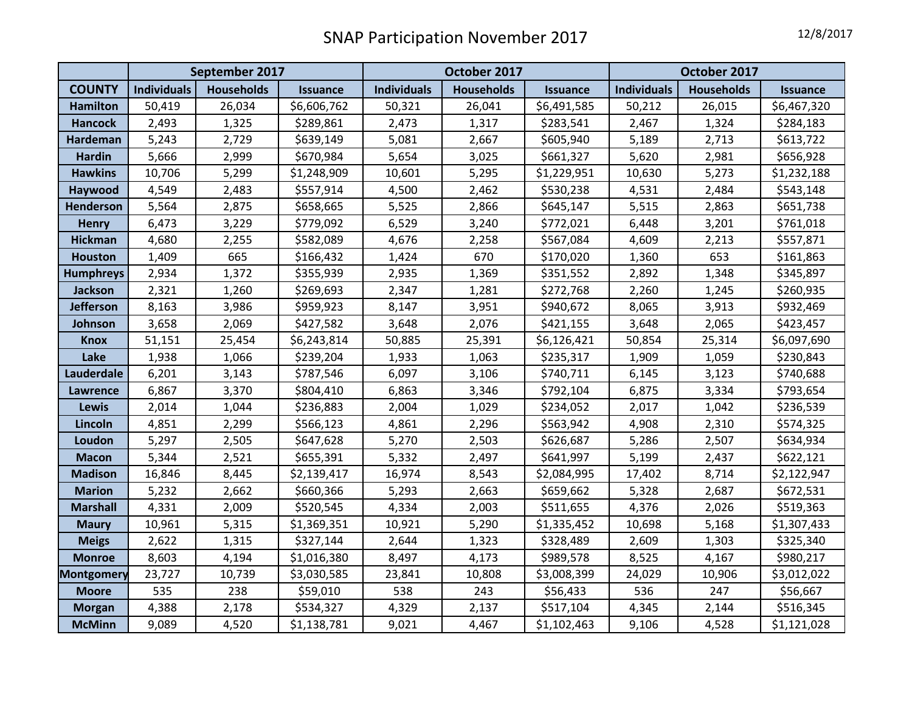# SNAP Participation November 2017

12/8/2017

| COUNTY | September 2017 | | | October 2017 | | | October 2017 | | |
|---|---|---|---|---|---|---|---|---|---|
| | Individuals | Households | Issuance | Individuals | Households | Issuance | Individuals | Households | Issuance |
| Hamilton | 50,419 | 26,034 | $6,606,762 | 50,321 | 26,041 | $6,491,585 | 50,212 | 26,015 | $6,467,320 |
| Hancock | 2,493 | 1,325 | $289,861 | 2,473 | 1,317 | $283,541 | 2,467 | 1,324 | $284,183 |
| Hardeman | 5,243 | 2,729 | $639,149 | 5,081 | 2,667 | $605,940 | 5,189 | 2,713 | $613,722 |
| Hardin | 5,666 | 2,999 | $670,984 | 5,654 | 3,025 | $661,327 | 5,620 | 2,981 | $656,928 |
| Hawkins | 10,706 | 5,299 | $1,248,909 | 10,601 | 5,295 | $1,229,951 | 10,630 | 5,273 | $1,232,188 |
| Haywood | 4,549 | 2,483 | $557,914 | 4,500 | 2,462 | $530,238 | 4,531 | 2,484 | $543,148 |
| Henderson | 5,564 | 2,875 | $658,665 | 5,525 | 2,866 | $645,147 | 5,515 | 2,863 | $651,738 |
| Henry | 6,473 | 3,229 | $779,092 | 6,529 | 3,240 | $772,021 | 6,448 | 3,201 | $761,018 |
| Hickman | 4,680 | 2,255 | $582,089 | 4,676 | 2,258 | $567,084 | 4,609 | 2,213 | $557,871 |
| Houston | 1,409 | 665 | $166,432 | 1,424 | 670 | $170,020 | 1,360 | 653 | $161,863 |
| Humphreys | 2,934 | 1,372 | $355,939 | 2,935 | 1,369 | $351,552 | 2,892 | 1,348 | $345,897 |
| Jackson | 2,321 | 1,260 | $269,693 | 2,347 | 1,281 | $272,768 | 2,260 | 1,245 | $260,935 |
| Jefferson | 8,163 | 3,986 | $959,923 | 8,147 | 3,951 | $940,672 | 8,065 | 3,913 | $932,469 |
| Johnson | 3,658 | 2,069 | $427,582 | 3,648 | 2,076 | $421,155 | 3,648 | 2,065 | $423,457 |
| Knox | 51,151 | 25,454 | $6,243,814 | 50,885 | 25,391 | $6,126,421 | 50,854 | 25,314 | $6,097,690 |
| Lake | 1,938 | 1,066 | $239,204 | 1,933 | 1,063 | $235,317 | 1,909 | 1,059 | $230,843 |
| Lauderdale | 6,201 | 3,143 | $787,546 | 6,097 | 3,106 | $740,711 | 6,145 | 3,123 | $740,688 |
| Lawrence | 6,867 | 3,370 | $804,410 | 6,863 | 3,346 | $792,104 | 6,875 | 3,334 | $793,654 |
| Lewis | 2,014 | 1,044 | $236,883 | 2,004 | 1,029 | $234,052 | 2,017 | 1,042 | $236,539 |
| Lincoln | 4,851 | 2,299 | $566,123 | 4,861 | 2,296 | $563,942 | 4,908 | 2,310 | $574,325 |
| Loudon | 5,297 | 2,505 | $647,628 | 5,270 | 2,503 | $626,687 | 5,286 | 2,507 | $634,934 |
| Macon | 5,344 | 2,521 | $655,391 | 5,332 | 2,497 | $641,997 | 5,199 | 2,437 | $622,121 |
| Madison | 16,846 | 8,445 | $2,139,417 | 16,974 | 8,543 | $2,084,995 | 17,402 | 8,714 | $2,122,947 |
| Marion | 5,232 | 2,662 | $660,366 | 5,293 | 2,663 | $659,662 | 5,328 | 2,687 | $672,531 |
| Marshall | 4,331 | 2,009 | $520,545 | 4,334 | 2,003 | $511,655 | 4,376 | 2,026 | $519,363 |
| Maury | 10,961 | 5,315 | $1,369,351 | 10,921 | 5,290 | $1,335,452 | 10,698 | 5,168 | $1,307,433 |
| Meigs | 2,622 | 1,315 | $327,144 | 2,644 | 1,323 | $328,489 | 2,609 | 1,303 | $325,340 |
| Monroe | 8,603 | 4,194 | $1,016,380 | 8,497 | 4,173 | $989,578 | 8,525 | 4,167 | $980,217 |
| Montgomery | 23,727 | 10,739 | $3,030,585 | 23,841 | 10,808 | $3,008,399 | 24,029 | 10,906 | $3,012,022 |
| Moore | 535 | 238 | $59,010 | 538 | 243 | $56,433 | 536 | 247 | $56,667 |
| Morgan | 4,388 | 2,178 | $534,327 | 4,329 | 2,137 | $517,104 | 4,345 | 2,144 | $516,345 |
| McMinn | 9,089 | 4,520 | $1,138,781 | 9,021 | 4,467 | $1,102,463 | 9,106 | 4,528 | $1,121,028 |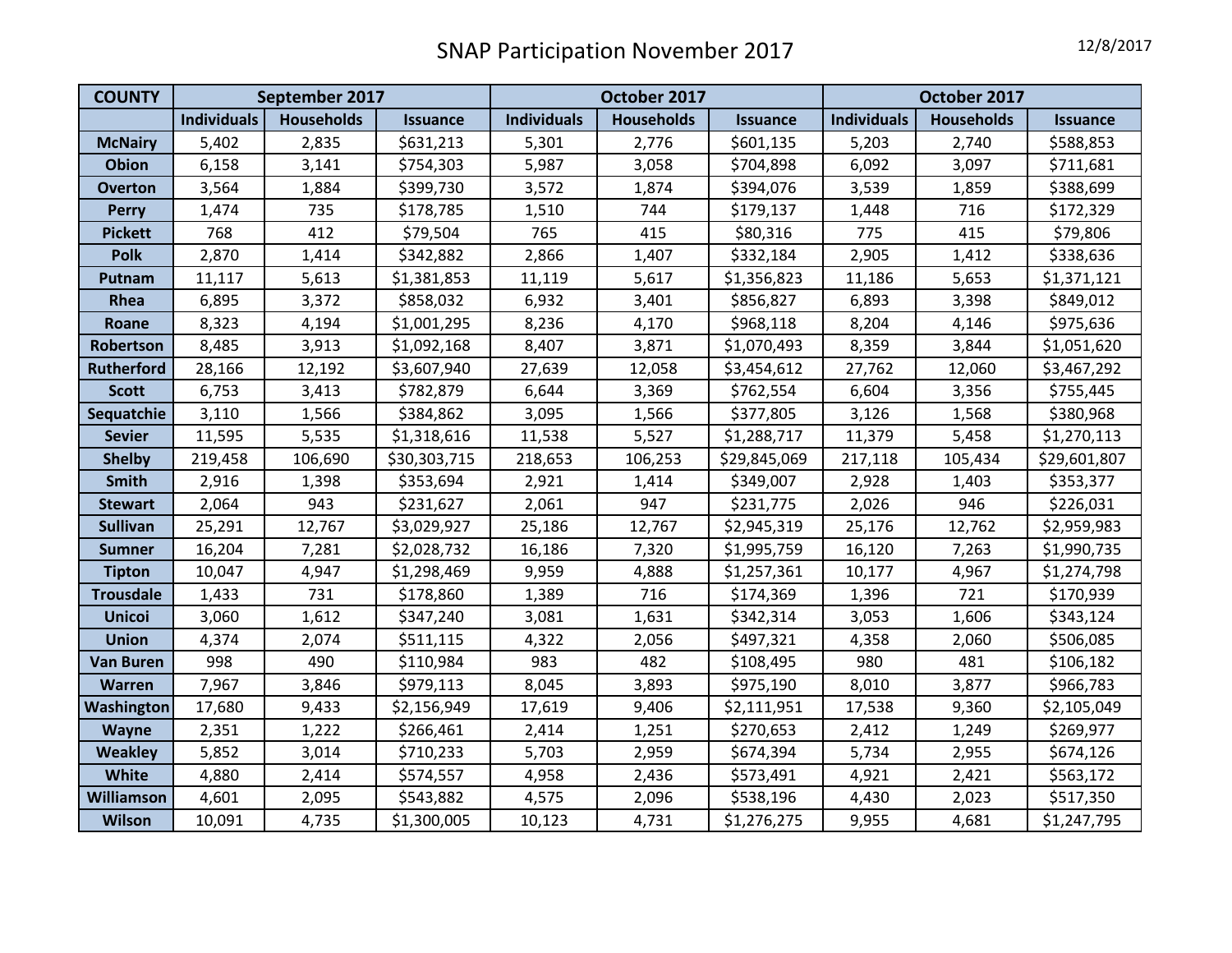# SNAP Participation November 2017

12/8/2017

| COUNTY | September 2017 | | | October 2017 | | | October 2017 | | |
|---|---|---|---|---|---|---|---|---|---|
| | Individuals | Households | Issuance | Individuals | Households | Issuance | Individuals | Households | Issuance |
| McNairy | 5,402 | 2,835 | $631,213 | 5,301 | 2,776 | $601,135 | 5,203 | 2,740 | $588,853 |
| Obion | 6,158 | 3,141 | $754,303 | 5,987 | 3,058 | $704,898 | 6,092 | 3,097 | $711,681 |
| Overton | 3,564 | 1,884 | $399,730 | 3,572 | 1,874 | $394,076 | 3,539 | 1,859 | $388,699 |
| Perry | 1,474 | 735 | $178,785 | 1,510 | 744 | $179,137 | 1,448 | 716 | $172,329 |
| Pickett | 768 | 412 | $79,504 | 765 | 415 | $80,316 | 775 | 415 | $79,806 |
| Polk | 2,870 | 1,414 | $342,882 | 2,866 | 1,407 | $332,184 | 2,905 | 1,412 | $338,636 |
| Putnam | 11,117 | 5,613 | $1,381,853 | 11,119 | 5,617 | $1,356,823 | 11,186 | 5,653 | $1,371,121 |
| Rhea | 6,895 | 3,372 | $858,032 | 6,932 | 3,401 | $856,827 | 6,893 | 3,398 | $849,012 |
| Roane | 8,323 | 4,194 | $1,001,295 | 8,236 | 4,170 | $968,118 | 8,204 | 4,146 | $975,636 |
| Robertson | 8,485 | 3,913 | $1,092,168 | 8,407 | 3,871 | $1,070,493 | 8,359 | 3,844 | $1,051,620 |
| Rutherford | 28,166 | 12,192 | $3,607,940 | 27,639 | 12,058 | $3,454,612 | 27,762 | 12,060 | $3,467,292 |
| Scott | 6,753 | 3,413 | $782,879 | 6,644 | 3,369 | $762,554 | 6,604 | 3,356 | $755,445 |
| Sequatchie | 3,110 | 1,566 | $384,862 | 3,095 | 1,566 | $377,805 | 3,126 | 1,568 | $380,968 |
| Sevier | 11,595 | 5,535 | $1,318,616 | 11,538 | 5,527 | $1,288,717 | 11,379 | 5,458 | $1,270,113 |
| Shelby | 219,458 | 106,690 | $30,303,715 | 218,653 | 106,253 | $29,845,069 | 217,118 | 105,434 | $29,601,807 |
| Smith | 2,916 | 1,398 | $353,694 | 2,921 | 1,414 | $349,007 | 2,928 | 1,403 | $353,377 |
| Stewart | 2,064 | 943 | $231,627 | 2,061 | 947 | $231,775 | 2,026 | 946 | $226,031 |
| Sullivan | 25,291 | 12,767 | $3,029,927 | 25,186 | 12,767 | $2,945,319 | 25,176 | 12,762 | $2,959,983 |
| Sumner | 16,204 | 7,281 | $2,028,732 | 16,186 | 7,320 | $1,995,759 | 16,120 | 7,263 | $1,990,735 |
| Tipton | 10,047 | 4,947 | $1,298,469 | 9,959 | 4,888 | $1,257,361 | 10,177 | 4,967 | $1,274,798 |
| Trousdale | 1,433 | 731 | $178,860 | 1,389 | 716 | $174,369 | 1,396 | 721 | $170,939 |
| Unicoi | 3,060 | 1,612 | $347,240 | 3,081 | 1,631 | $342,314 | 3,053 | 1,606 | $343,124 |
| Union | 4,374 | 2,074 | $511,115 | 4,322 | 2,056 | $497,321 | 4,358 | 2,060 | $506,085 |
| Van Buren | 998 | 490 | $110,984 | 983 | 482 | $108,495 | 980 | 481 | $106,182 |
| Warren | 7,967 | 3,846 | $979,113 | 8,045 | 3,893 | $975,190 | 8,010 | 3,877 | $966,783 |
| Washington | 17,680 | 9,433 | $2,156,949 | 17,619 | 9,406 | $2,111,951 | 17,538 | 9,360 | $2,105,049 |
| Wayne | 2,351 | 1,222 | $266,461 | 2,414 | 1,251 | $270,653 | 2,412 | 1,249 | $269,977 |
| Weakley | 5,852 | 3,014 | $710,233 | 5,703 | 2,959 | $674,394 | 5,734 | 2,955 | $674,126 |
| White | 4,880 | 2,414 | $574,557 | 4,958 | 2,436 | $573,491 | 4,921 | 2,421 | $563,172 |
| Williamson | 4,601 | 2,095 | $543,882 | 4,575 | 2,096 | $538,196 | 4,430 | 2,023 | $517,350 |
| Wilson | 10,091 | 4,735 | $1,300,005 | 10,123 | 4,731 | $1,276,275 | 9,955 | 4,681 | $1,247,795 |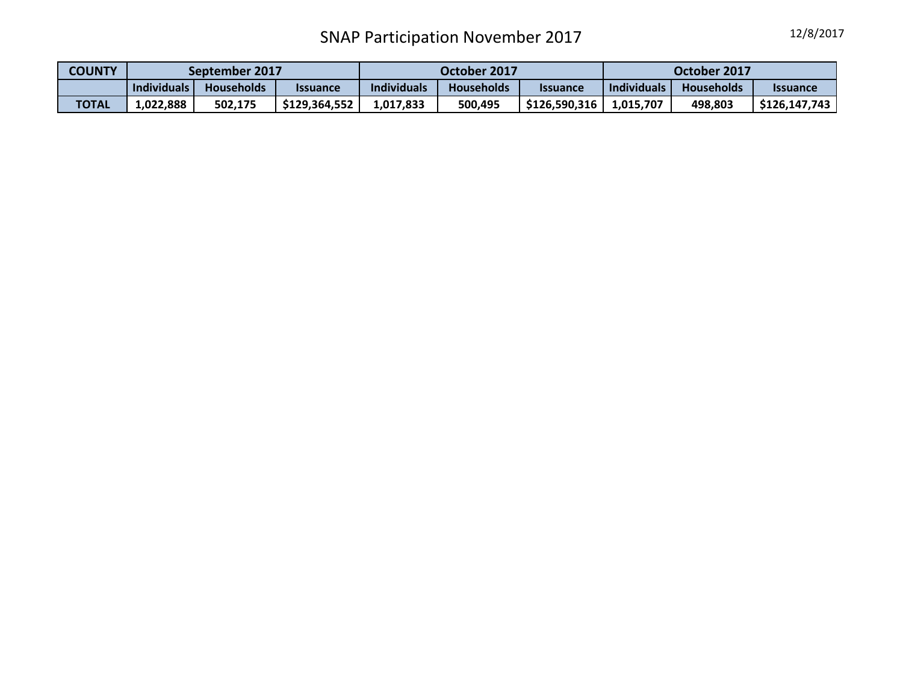# SNAP Participation November 2017

12/8/2017

| COUNTY | September 2017 | | | October 2017 | | | October 2017 | | |
|---|---|---|---|---|---|---|---|---|---|
| | Individuals | Households | Issuance | Individuals | Households | Issuance | Individuals | Households | Issuance |
| **TOTAL** | **1,022,888** | **502,175** | **$129,364,552** | **1,017,833** | **500,495** | **$126,590,316** | **1,015,707** | **498,803** | **$126,147,743** |